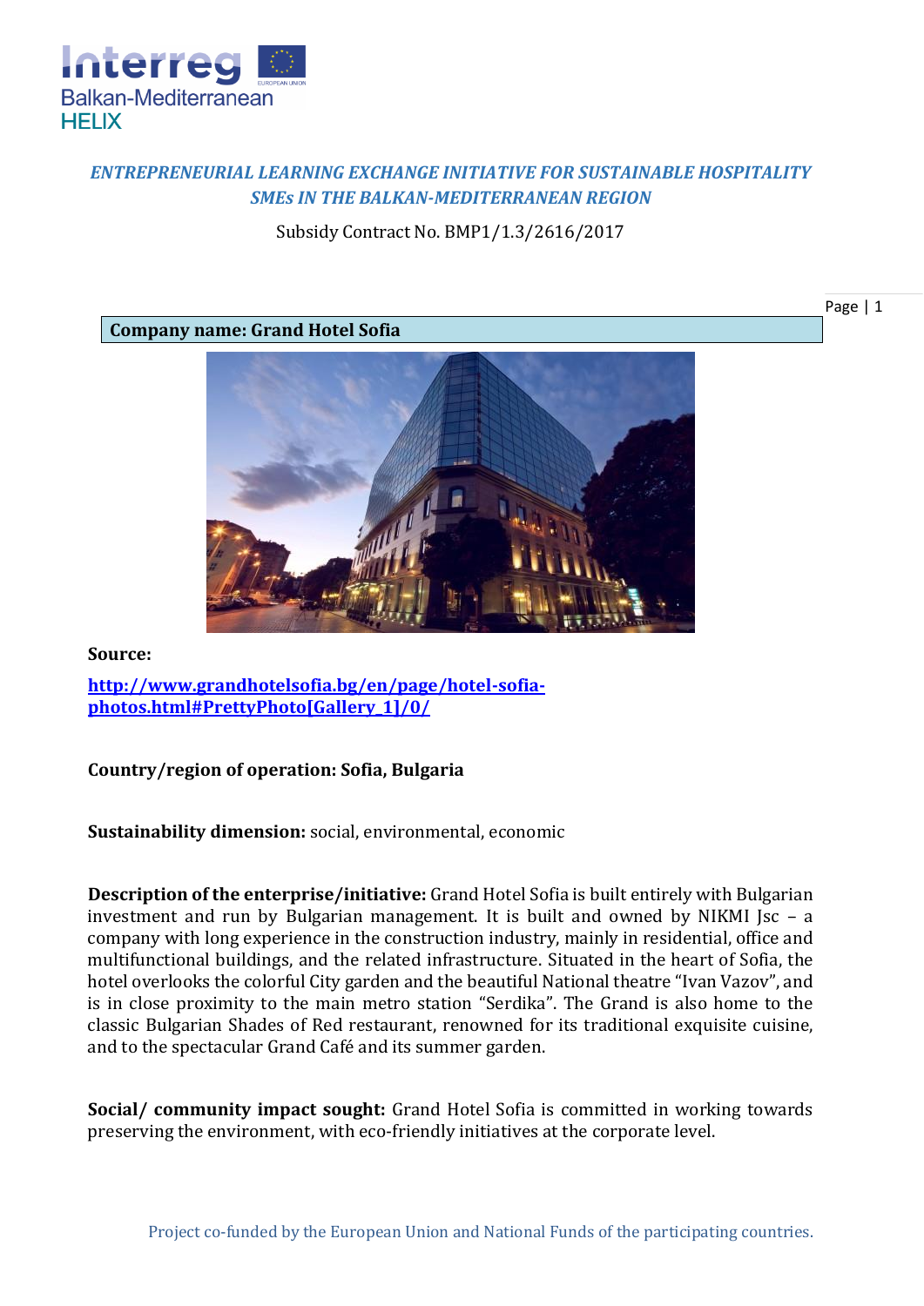# *ENTREPRENEURIAL LEARNING EXCHANGE INITIATIVE FOR SUSTAINABLE HOSPITALITY SMEs IN THE BALKAN-MEDITERRANEAN REGION*

Subsidy Contract No. BMP1/1.3/2616/2017

**Company name: Grand Hotel Sofia**

**Source:**

**http://www.grandhotelsofia.bg/en/page/hotel-sofia-photos.html#PrettyPhoto[Gallery_1]/0/**

**Country/region of operation: Sofia, Bulgaria**

**Sustainability dimension:** social, environmental, economic

**Description of the enterprise/initiative:** Grand Hotel Sofia is built entirely with Bulgarian investment and run by Bulgarian management. It is built and owned by NIKMI Jsc – a company with long experience in the construction industry, mainly in residential, office and multifunctional buildings, and the related infrastructure. Situated in the heart of Sofia, the hotel overlooks the colorful City garden and the beautiful National theatre "Ivan Vazov", and is in close proximity to the main metro station "Serdika". The Grand is also home to the classic Bulgarian Shades of Red restaurant, renowned for its traditional exquisite cuisine, and to the spectacular Grand Café and its summer garden.

**Social/ community impact sought:** Grand Hotel Sofia is committed in working towards preserving the environment, with eco-friendly initiatives at the corporate level.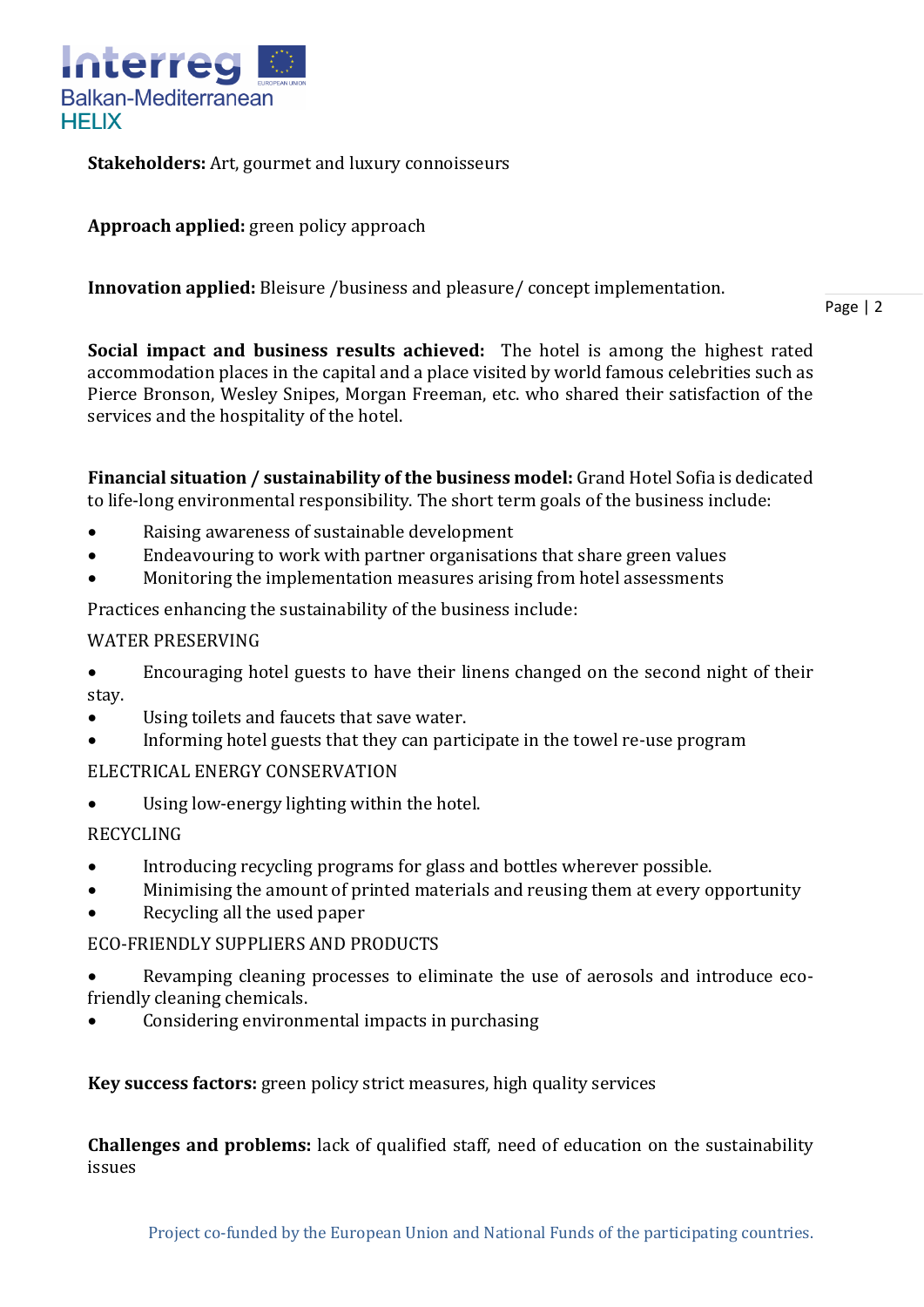**Stakeholders:** Art, gourmet and luxury connoisseurs

**Approach applied:** green policy approach

**Innovation applied:** Bleisure /business and pleasure/ concept implementation.

**Social impact and business results achieved:** The hotel is among the highest rated accommodation places in the capital and a place visited by world famous celebrities such as Pierce Bronson, Wesley Snipes, Morgan Freeman, etc. who shared their satisfaction of the services and the hospitality of the hotel.

**Financial situation / sustainability of the business model:** Grand Hotel Sofia is dedicated to life-long environmental responsibility. The short term goals of the business include:

- Raising awareness of sustainable development
- Endeavouring to work with partner organisations that share green values
- Monitoring the implementation measures arising from hotel assessments

Practices enhancing the sustainability of the business include:

WATER PRESERVING

- Encouraging hotel guests to have their linens changed on the second night of their stay.
- Using toilets and faucets that save water.
- Informing hotel guests that they can participate in the towel re-use program

ELECTRICAL ENERGY CONSERVATION

- Using low-energy lighting within the hotel.

RECYCLING

- Introducing recycling programs for glass and bottles wherever possible.
- Minimising the amount of printed materials and reusing them at every opportunity
- Recycling all the used paper

ECO-FRIENDLY SUPPLIERS AND PRODUCTS

- Revamping cleaning processes to eliminate the use of aerosols and introduce eco-friendly cleaning chemicals.
- Considering environmental impacts in purchasing

**Key success factors:** green policy strict measures, high quality services

**Challenges and problems:** lack of qualified staff, need of education on the sustainability issues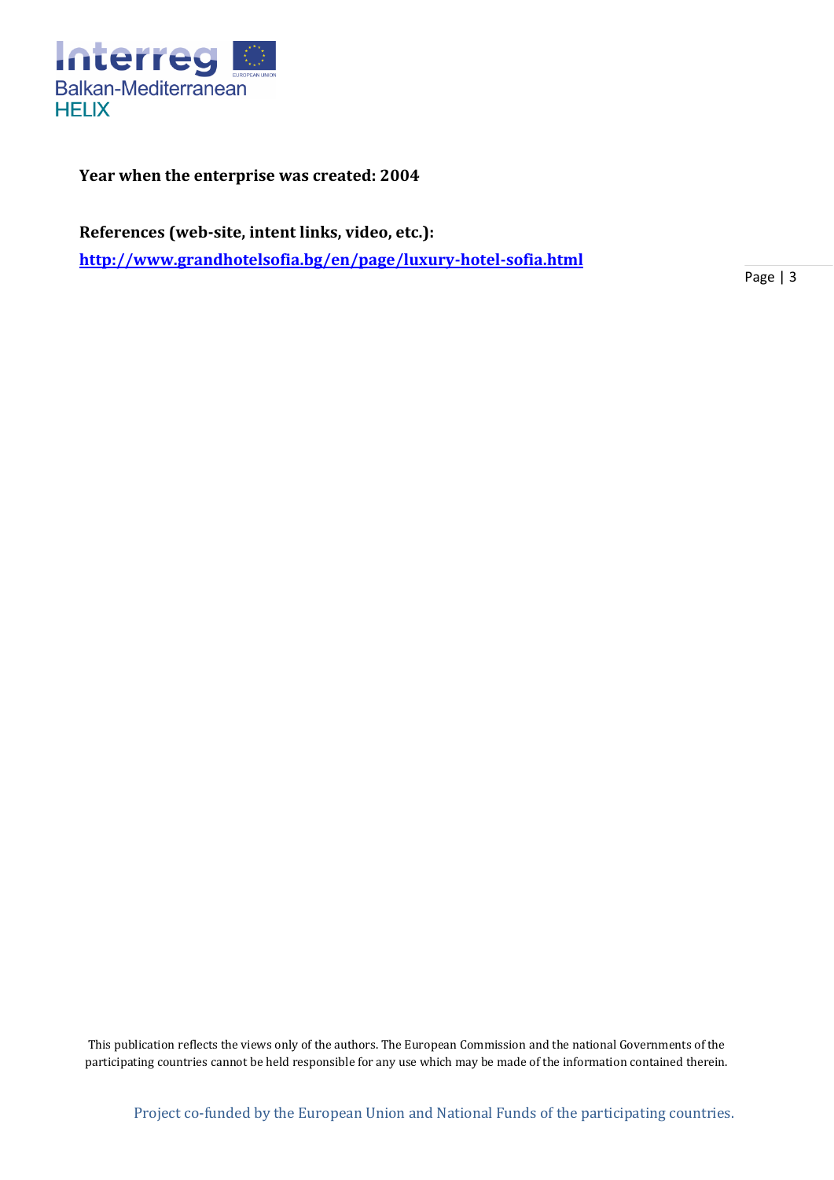**Year when the enterprise was created: 2004**

**References (web-site, intent links, video, etc.):**

**[http://www.grandhotelsofia.bg/en/page/luxury-hotel-sofia.html](http://www.grandhotelsofia.bg/en/page/luxury-hotel-sofia.html)**

This publication reflects the views only of the authors. The European Commission and the national Governments of the participating countries cannot be held responsible for any use which may be made of the information contained therein.

Project co-funded by the European Union and National Funds of the participating countries.